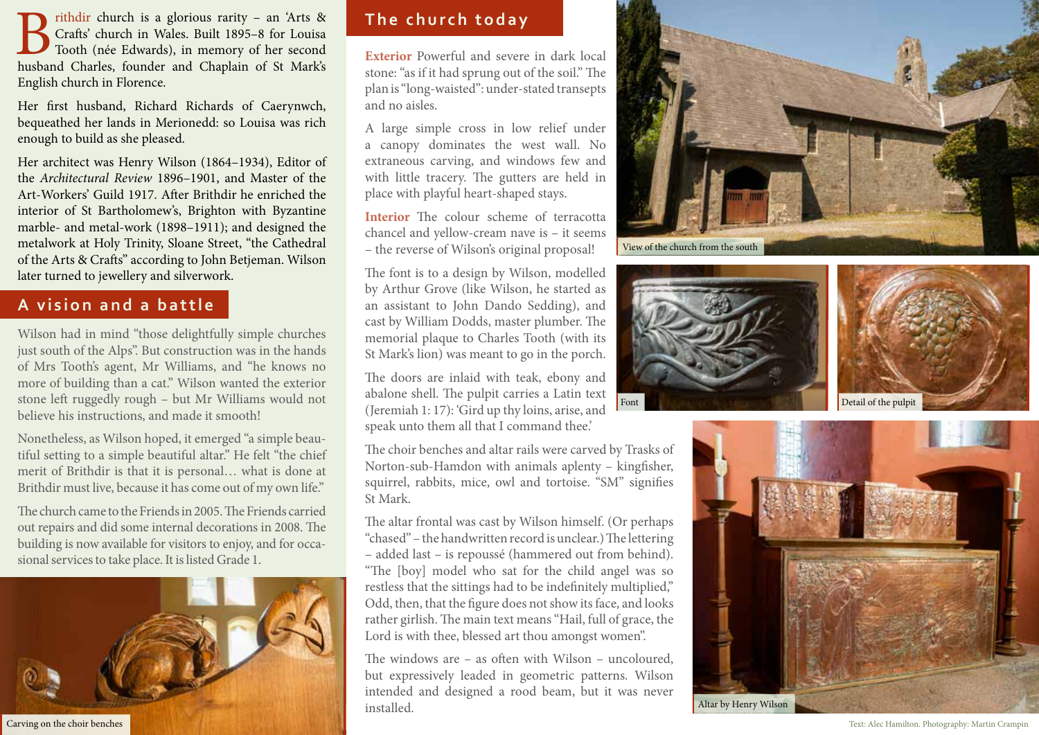Brithdir church is a glorious rarity – an 'Arts & Crafts' church in Wales. Built 1895–8 for Louisa Tooth (née Edwards), in memory of her second husband Charles, founder and Chaplain of St Mark's English church in Florence.

Her first husband, Richard Richards of Caerynwch, bequeathed her lands in Merionedd: so Louisa was rich enough to build as she pleased.

Her architect was Henry Wilson (1864–1934), Editor of the *Architectural Review* 1896–1901, and Master of the Art-Workers' Guild 1917. After Brithdir he enriched the interior of St Bartholomew's, Brighton with Byzantine marble- and metal-work (1898–1911); and designed the metalwork at Holy Trinity, Sloane Street, "the Cathedral of the Arts & Crafts" according to John Betjeman. Wilson later turned to jewellery and silverwork.

## A vision and a battle

Wilson had in mind "those delightfully simple churches just south of the Alps". But construction was in the hands of Mrs Tooth's agent, Mr Williams, and "he knows no more of building than a cat." Wilson wanted the exterior stone left ruggedly rough – but Mr Williams would not believe his instructions, and made it smooth!

Nonetheless, as Wilson hoped, it emerged "a simple beautiful setting to a simple beautiful altar." He felt "the chief merit of Brithdir is that it is personal… what is done at Brithdir must live, because it has come out of my own life."

The church came to the Friends in 2005. The Friends carried out repairs and did some internal decorations in 2008. The building is now available for visitors to enjoy, and for occasional services to take place. It is listed Grade 1.

Carving on the choir benches

## The church today

**Exterior** Powerful and severe in dark local stone: "as if it had sprung out of the soil." The plan is "long-waisted": under-stated transepts and no aisles.

A large simple cross in low relief under a canopy dominates the west wall. No extraneous carving, and windows few and with little tracery. The gutters are held in place with playful heart-shaped stays.

**Interior** The colour scheme of terracotta chancel and yellow-cream nave is – it seems – the reverse of Wilson's original proposal!

The font is to a design by Wilson, modelled by Arthur Grove (like Wilson, he started as an assistant to John Dando Sedding), and cast by William Dodds, master plumber. The memorial plaque to Charles Tooth (with its St Mark's lion) was meant to go in the porch.

The doors are inlaid with teak, ebony and abalone shell. The pulpit carries a Latin text (Jeremiah 1: 17): 'Gird up thy loins, arise, and speak unto them all that I command thee.'

The choir benches and altar rails were carved by Trasks of Norton-sub-Hamdon with animals aplenty – kingfisher, squirrel, rabbits, mice, owl and tortoise. "SM" signifies St Mark.

The altar frontal was cast by Wilson himself. (Or perhaps "chased" – the handwritten record is unclear.) The lettering – added last – is repoussé (hammered out from behind). "The [boy] model who sat for the child angel was so restless that the sittings had to be indefinitely multiplied." Odd, then, that the figure does not show its face, and looks rather girlish. The main text means "Hail, full of grace, the Lord is with thee, blessed art thou amongst women".

The windows are – as often with Wilson – uncoloured, but expressively leaded in geometric patterns. Wilson intended and designed a rood beam, but it was never installed.

View of the church from the south

Font

Detail of the pulpit

Altar by Henry Wilson

Text: Alec Hamilton. Photography: Martin Crampin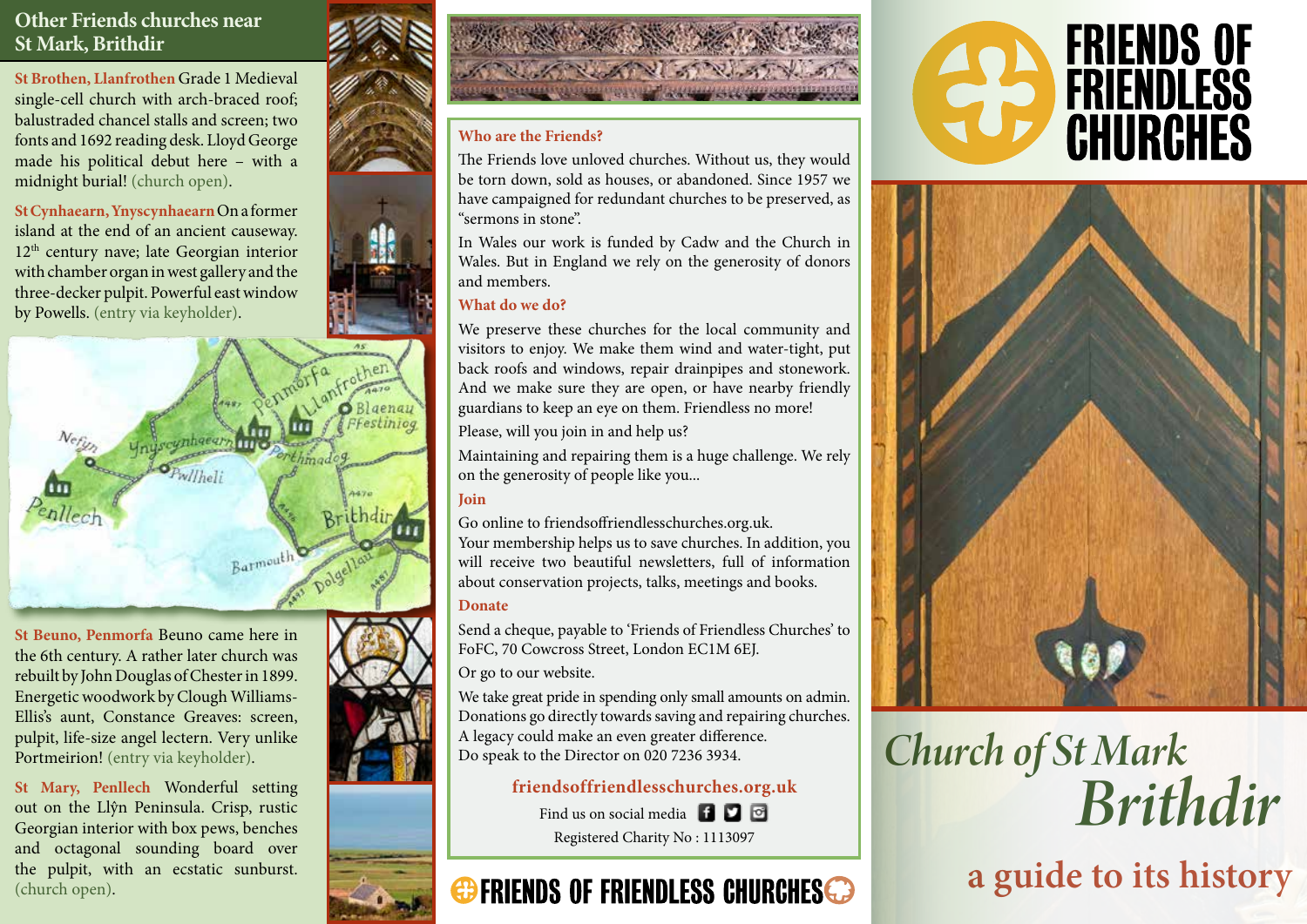## Other Friends churches near St Mark, Brithdir

**St Brothen, Llanfrothen** Grade 1 Medieval single-cell church with arch-braced roof; balustraded chancel stalls and screen; two fonts and 1692 reading desk. Lloyd George made his political debut here – with a midnight burial! (church open).

**St Cynhaearn, Ynyscynhaearn** On a former island at the end of an ancient causeway. 12th century nave; late Georgian interior with chamber organ in west gallery and the three-decker pulpit. Powerful east window by Powells. (entry via keyholder).

**St Beuno, Penmorfa** Beuno came here in the 6th century. A rather later church was rebuilt by John Douglas of Chester in 1899. Energetic woodwork by Clough Williams-Ellis's aunt, Constance Greaves: screen, pulpit, life-size angel lectern. Very unlike Portmeirion! (entry via keyholder).

**St Mary, Penllech** Wonderful setting out on the Llŷn Peninsula. Crisp, rustic Georgian interior with box pews, benches and octagonal sounding board over the pulpit, with an ecstatic sunburst. (church open).

### Who are the Friends?

The Friends love unloved churches. Without us, they would be torn down, sold as houses, or abandoned. Since 1957 we have campaigned for redundant churches to be preserved, as "sermons in stone".

In Wales our work is funded by Cadw and the Church in Wales. But in England we rely on the generosity of donors and members.

### What do we do?

We preserve these churches for the local community and visitors to enjoy. We make them wind and water-tight, put back roofs and windows, repair drainpipes and stonework. And we make sure they are open, or have nearby friendly guardians to keep an eye on them. Friendless no more!

Please, will you join in and help us?

Maintaining and repairing them is a huge challenge. We rely on the generosity of people like you...

### Join

Go online to friendsoffriendlesschurches.org.uk.
Your membership helps us to save churches. In addition, you will receive two beautiful newsletters, full of information about conservation projects, talks, meetings and books.

### Donate

Send a cheque, payable to 'Friends of Friendless Churches' to FoFC, 70 Cowcross Street, London EC1M 6EJ.

Or go to our website.

We take great pride in spending only small amounts on admin. Donations go directly towards saving and repairing churches. A legacy could make an even greater difference.
Do speak to the Director on 020 7236 3934.

**friendsoffriendlesschurches.org.uk**

Find us on social media

Registered Charity No : 1113097

FRIENDS OF FRIENDLESS CHURCHES

# FRIENDS OF FRIENDLESS CHURCHES

# *Church of St Mark Brithdir*

## a guide to its history